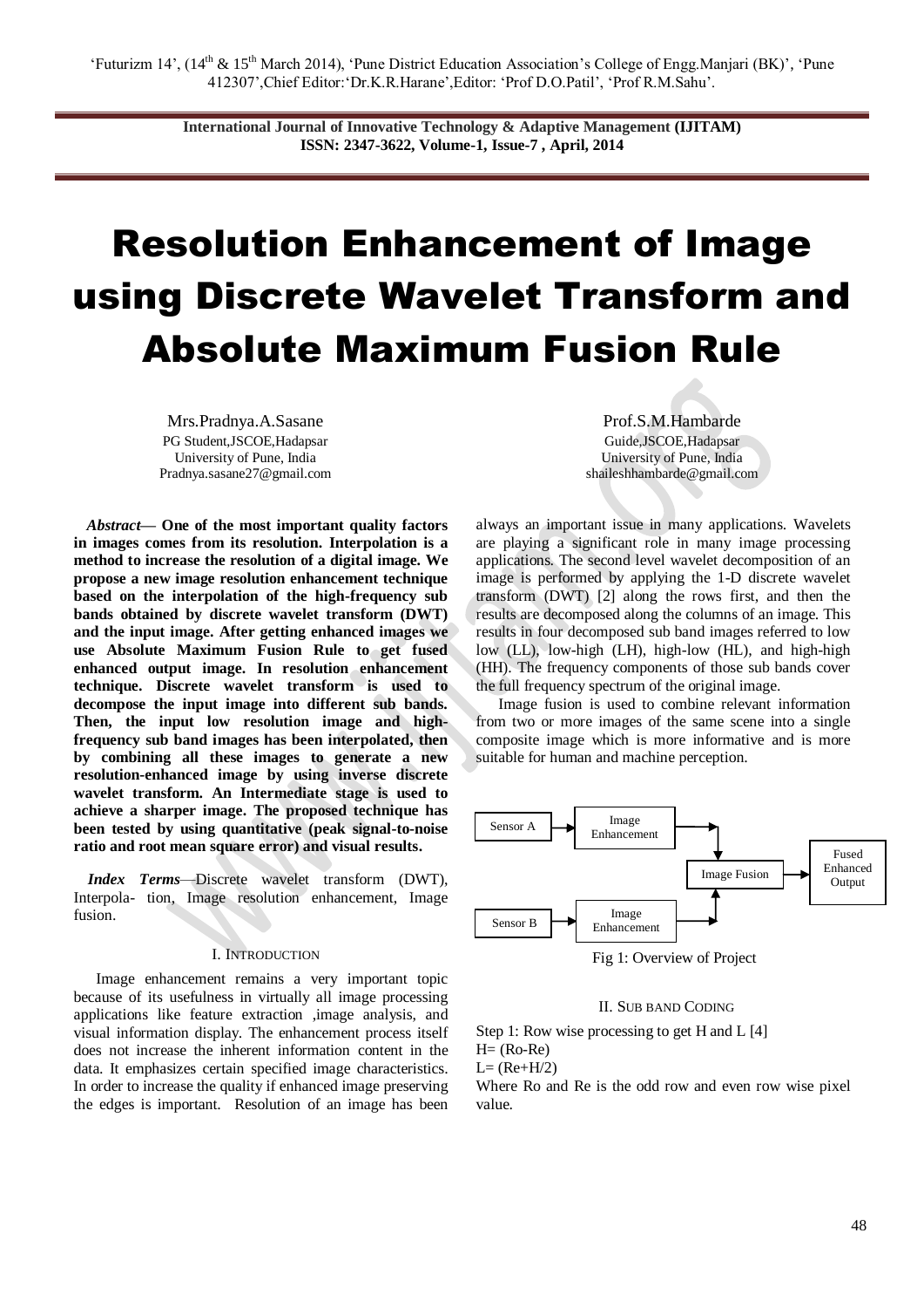# Resolution Enhancement of Image using Discrete Wavelet Transform and Absolute Maximum Fusion Rule

Mrs.Pradnya.A.Sasane
PG Student,JSCOE,Hadapsar
University of Pune, India
Pradnya.sasane27@gmail.com

Prof.S.M.Hambarde
Guide,JSCOE,Hadapsar
University of Pune, India
shaileshhambarde@gmail.com

***Abstract*— One of the most important quality factors in images comes from its resolution. Interpolation is a method to increase the resolution of a digital image. We propose a new image resolution enhancement technique based on the interpolation of the high-frequency sub bands obtained by discrete wavelet transform (DWT) and the input image. After getting enhanced images we use Absolute Maximum Fusion Rule to get fused enhanced output image. In resolution enhancement technique. Discrete wavelet transform is used to decompose the input image into different sub bands. Then, the input low resolution image and high-frequency sub band images has been interpolated, then by combining all these images to generate a new resolution-enhanced image by using inverse discrete wavelet transform. An Intermediate stage is used to achieve a sharper image. The proposed technique has been tested by using quantitative (peak signal-to-noise ratio and root mean square error) and visual results.**

***Index Terms*—Discrete wavelet transform (DWT), Interpola- tion, Image resolution enhancement, Image fusion.**

## I. Introduction

Image enhancement remains a very important topic because of its usefulness in virtually all image processing applications like feature extraction ,image analysis, and visual information display. The enhancement process itself does not increase the inherent information content in the data. It emphasizes certain specified image characteristics. In order to increase the quality if enhanced image preserving the edges is important. Resolution of an image has been always an important issue in many applications. Wavelets are playing a significant role in many image processing applications. The second level wavelet decomposition of an image is performed by applying the 1-D discrete wavelet transform (DWT) [2] along the rows first, and then the results are decomposed along the columns of an image. This results in four decomposed sub band images referred to low low (LL), low-high (LH), high-low (HL), and high-high (HH). The frequency components of those sub bands cover the full frequency spectrum of the original image.

Image fusion is used to combine relevant information from two or more images of the same scene into a single composite image which is more informative and is more suitable for human and machine perception.

Sensor A → Image Enhancement → Image Fusion → Fused Enhanced Output
Sensor B → Image Enhancement → Image Fusion

Fig 1: Overview of Project

## II. Sub band Coding

Step 1: Row wise processing to get H and L [4]

H= (Ro-Re)

L= (Re+H/2)

Where Ro and Re is the odd row and even row wise pixel value.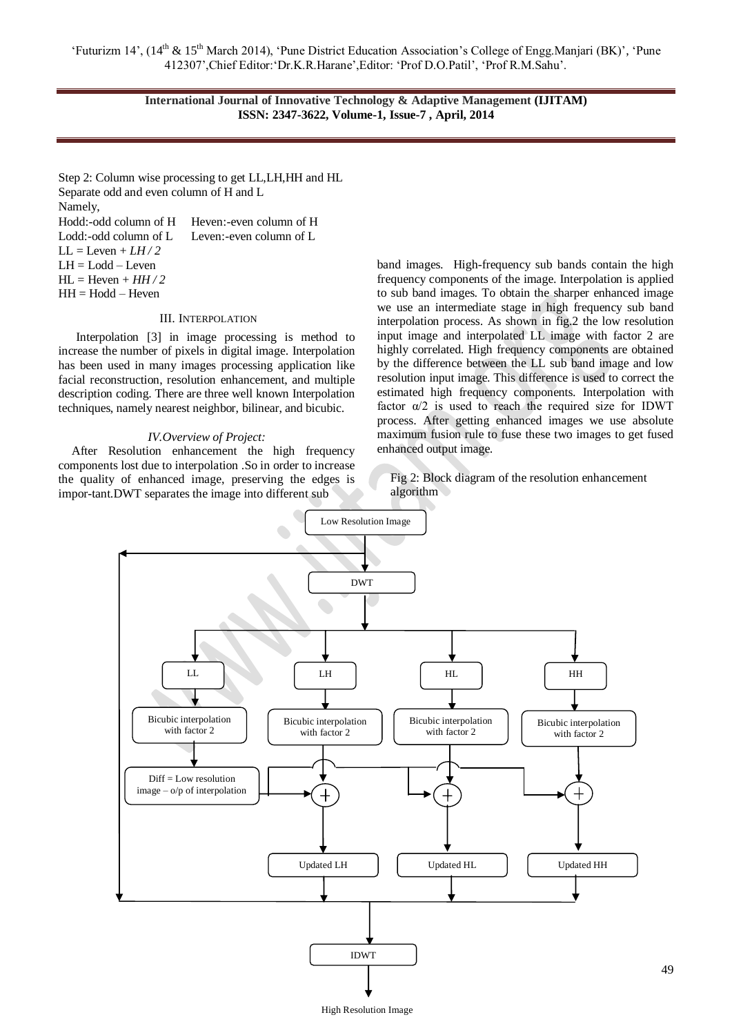Step 2: Column wise processing to get LL,LH,HH and HL
Separate odd and even column of H and L
Namely,

Hodd:-odd column of H  Heven:-even column of H
Lodd:-odd column of L  Leven:-even column of L

LL = Leven + *LH / 2*
LH = Lodd – Leven
HL = Heven + *HH / 2*
HH = Hodd – Heven

## III. Interpolation

Interpolation [3] in image processing is method to increase the number of pixels in digital image. Interpolation has been used in many images processing application like facial reconstruction, resolution enhancement, and multiple description coding. There are three well known Interpolation techniques, namely nearest neighbor, bilinear, and bicubic.

## *IV.Overview of Project:*

After Resolution enhancement the high frequency components lost due to interpolation .So in order to increase the quality of enhanced image, preserving the edges is impor-tant.DWT separates the image into different sub band images. High-frequency sub bands contain the high frequency components of the image. Interpolation is applied to sub band images. To obtain the sharper enhanced image we use an intermediate stage in high frequency sub band interpolation process. As shown in fig.2 the low resolution input image and interpolated LL image with factor 2 are highly correlated. High frequency components are obtained by the difference between the LL sub band image and low resolution input image. This difference is used to correct the estimated high frequency components. Interpolation with factor α/2 is used to reach the required size for IDWT process. After getting enhanced images we use absolute maximum fusion rule to fuse these two images to get fused enhanced output image.

Fig 2: Block diagram of the resolution enhancement algorithm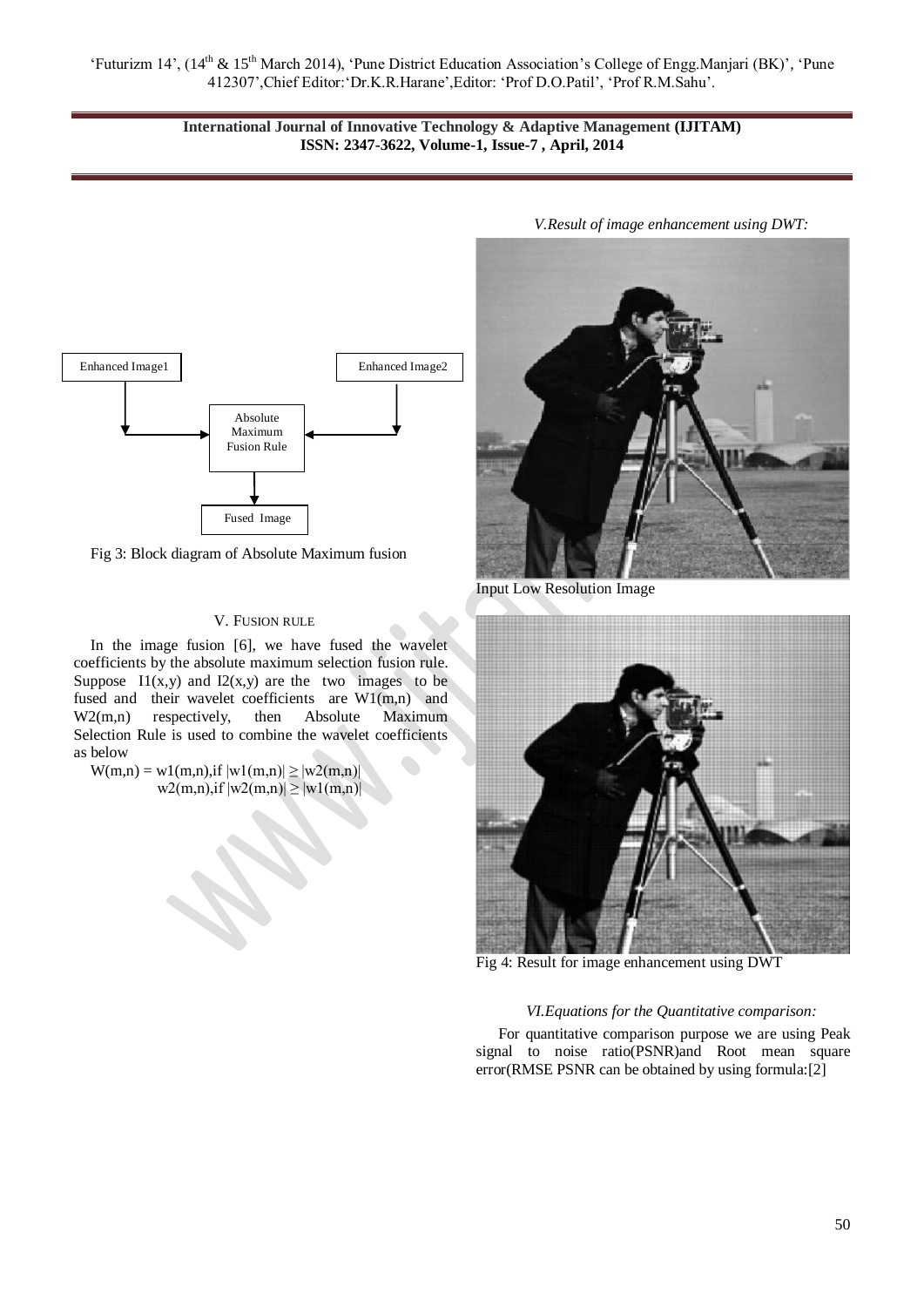Enhanced Image1 → Absolute Maximum Fusion Rule ← Enhanced Image2

Absolute Maximum Fusion Rule → Fused Image

Fig 3: Block diagram of Absolute Maximum fusion

## V. FUSION RULE

In the image fusion [6], we have fused the wavelet coefficients by the absolute maximum selection fusion rule. Suppose $I1(x,y)$ and $I2(x,y)$ are the two images to be fused and their wavelet coefficients are $W1(m,n)$ and $W2(m,n)$ respectively, then Absolute Maximum Selection Rule is used to combine the wavelet coefficients as below

$$W(m,n) = \begin{cases} w1(m,n), \text{if } |w1(m,n)| \geq |w2(m,n)| \\ w2(m,n), \text{if } |w2(m,n)| \geq |w1(m,n)| \end{cases}$$

### *V.Result of image enhancement using DWT:*

Input Low Resolution Image

Fig 4: Result for image enhancement using DWT

### *VI.Equations for the Quantitative comparison:*

For quantitative comparison purpose we are using Peak signal to noise ratio(PSNR)and Root mean square error(RMSE PSNR can be obtained by using formula:[2]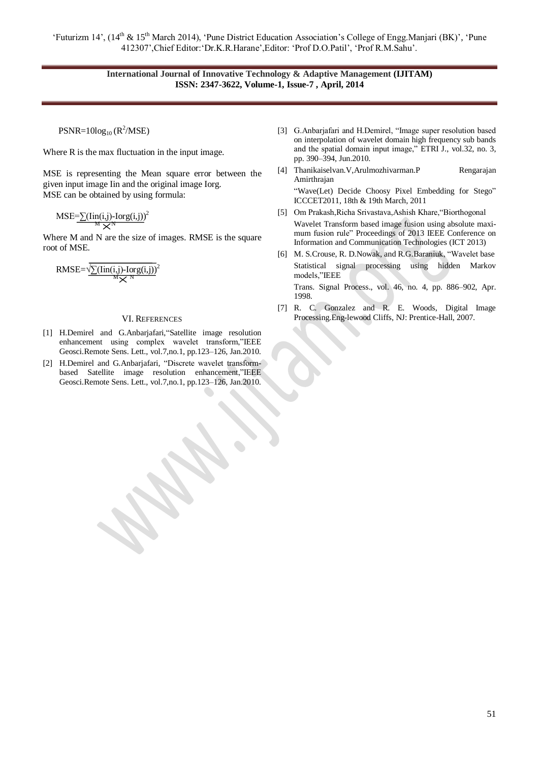$$PSNR=10\log_{10}(R^2/MSE)$$

Where R is the max fluctuation in the input image.

MSE is representing the Mean square error between the given input image Iin and the original image Iorg.
MSE can be obtained by using formula:

$$MSE=\frac{\sum(Iin(i,j)-Iorg(i,j))^2}{M \times N}$$

Where M and N are the size of images. RMSE is the square root of MSE.

$$RMSE=\sqrt{\frac{\sum(Iin(i,j)-Iorg(i,j))^2}{M \times N}}$$

## VI. References

[1] H.Demirel and G.Anbarjafari,"Satellite image resolution enhancement using complex wavelet transform,"IEEE Geosci.Remote Sens. Lett., vol.7,no.1, pp.123–126, Jan.2010.

[2] H.Demirel and G.Anbarjafari, "Discrete wavelet transform-based Satellite image resolution enhancement,"IEEE Geosci.Remote Sens. Lett., vol.7,no.1, pp.123–126, Jan.2010.

[3] G.Anbarjafari and H.Demirel, "Image super resolution based on interpolation of wavelet domain high frequency sub bands and the spatial domain input image," ETRI J., vol.32, no. 3, pp. 390–394, Jun.2010.

[4] Thanikaiselvan.V,Arulmozhivarman.P Rengarajan Amirthrajan "Wave(Let) Decide Choosy Pixel Embedding for Stego" ICCCET2011, 18th & 19th March, 2011

[5] Om Prakash,Richa Srivastava,Ashish Khare,"Biorthogonal Wavelet Transform based image fusion using absolute maximum fusion rule" Proceedings of 2013 IEEE Conference on Information and Communication Technologies (ICT 2013)

[6] M. S.Crouse, R. D.Nowak, and R.G.Baraniuk, "Wavelet base Statistical signal processing using hidden Markov models,"IEEE Trans. Signal Process., vol. 46, no. 4, pp. 886–902, Apr. 1998.

[7] R. C. Gonzalez and R. E. Woods, Digital Image Processing.Eng-lewood Cliffs, NJ: Prentice-Hall, 2007.